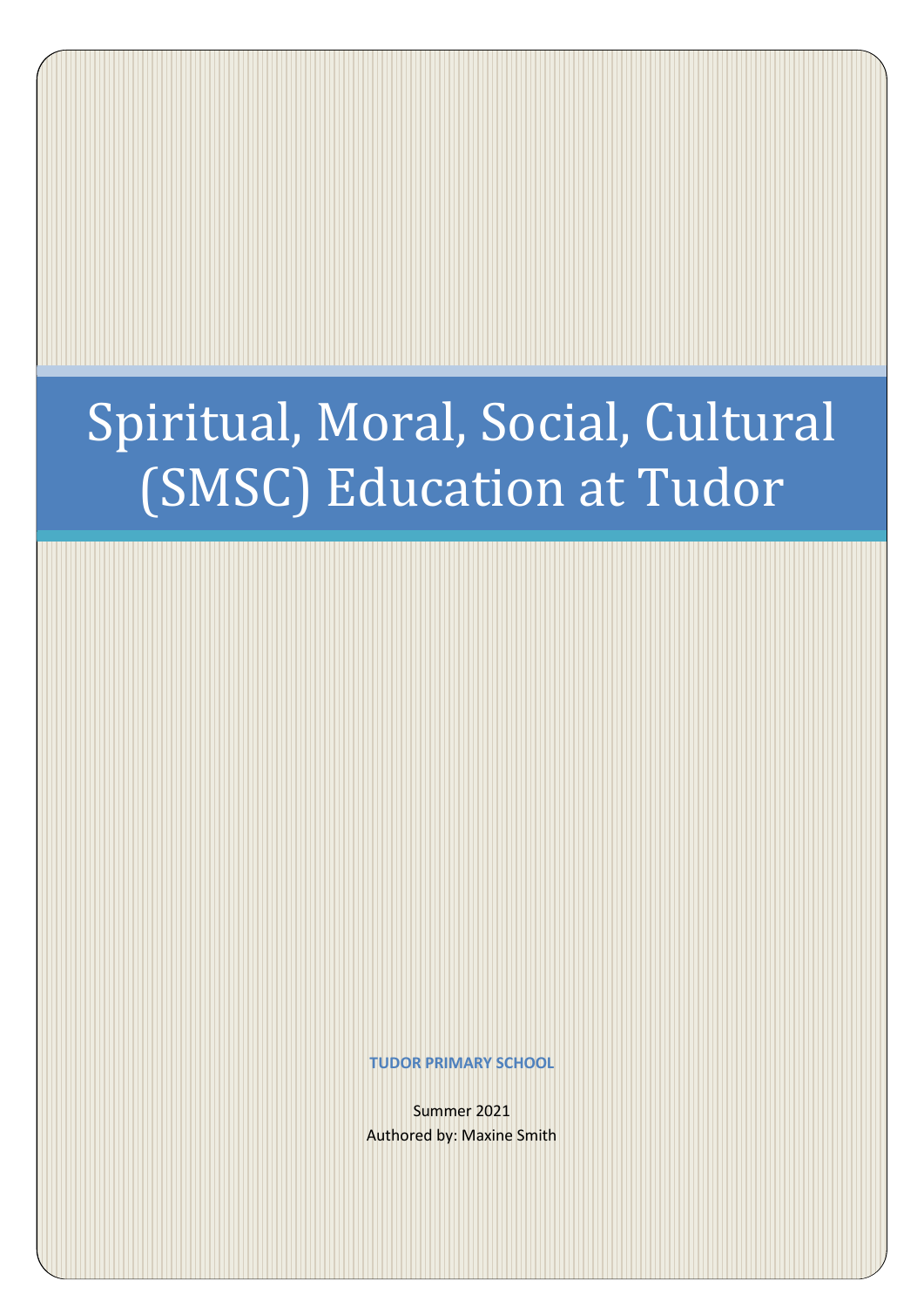# Spiritual, Moral, Social, Cultural (SMSC) Education at Tudor

**TUDOR PRIMARY SCHOOL**

Summer 2021

Authored by: Maxine Smith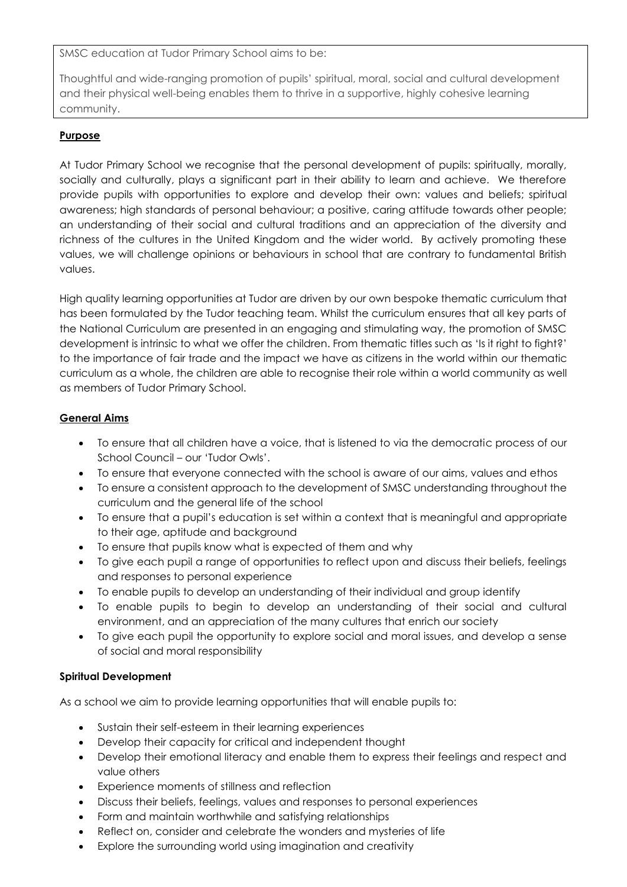SMSC education at Tudor Primary School aims to be:

Thoughtful and wide-ranging promotion of pupils' spiritual, moral, social and cultural development and their physical well-being enables them to thrive in a supportive, highly cohesive learning community.

**Purpose**

At Tudor Primary School we recognise that the personal development of pupils: spiritually, morally, socially and culturally, plays a significant part in their ability to learn and achieve. We therefore provide pupils with opportunities to explore and develop their own: values and beliefs; spiritual awareness; high standards of personal behaviour; a positive, caring attitude towards other people; an understanding of their social and cultural traditions and an appreciation of the diversity and richness of the cultures in the United Kingdom and the wider world. By actively promoting these values, we will challenge opinions or behaviours in school that are contrary to fundamental British values.

High quality learning opportunities at Tudor are driven by our own bespoke thematic curriculum that has been formulated by the Tudor teaching team. Whilst the curriculum ensures that all key parts of the National Curriculum are presented in an engaging and stimulating way, the promotion of SMSC development is intrinsic to what we offer the children. From thematic titles such as 'Is it right to fight?' to the importance of fair trade and the impact we have as citizens in the world within our thematic curriculum as a whole, the children are able to recognise their role within a world community as well as members of Tudor Primary School.

**General Aims**

- To ensure that all children have a voice, that is listened to via the democratic process of our School Council – our 'Tudor Owls'.
- To ensure that everyone connected with the school is aware of our aims, values and ethos
- To ensure a consistent approach to the development of SMSC understanding throughout the curriculum and the general life of the school
- To ensure that a pupil's education is set within a context that is meaningful and appropriate to their age, aptitude and background
- To ensure that pupils know what is expected of them and why
- To give each pupil a range of opportunities to reflect upon and discuss their beliefs, feelings and responses to personal experience
- To enable pupils to develop an understanding of their individual and group identify
- To enable pupils to begin to develop an understanding of their social and cultural environment, and an appreciation of the many cultures that enrich our society
- To give each pupil the opportunity to explore social and moral issues, and develop a sense of social and moral responsibility

**Spiritual Development**

As a school we aim to provide learning opportunities that will enable pupils to:

- Sustain their self-esteem in their learning experiences
- Develop their capacity for critical and independent thought
- Develop their emotional literacy and enable them to express their feelings and respect and value others
- Experience moments of stillness and reflection
- Discuss their beliefs, feelings, values and responses to personal experiences
- Form and maintain worthwhile and satisfying relationships
- Reflect on, consider and celebrate the wonders and mysteries of life
- Explore the surrounding world using imagination and creativity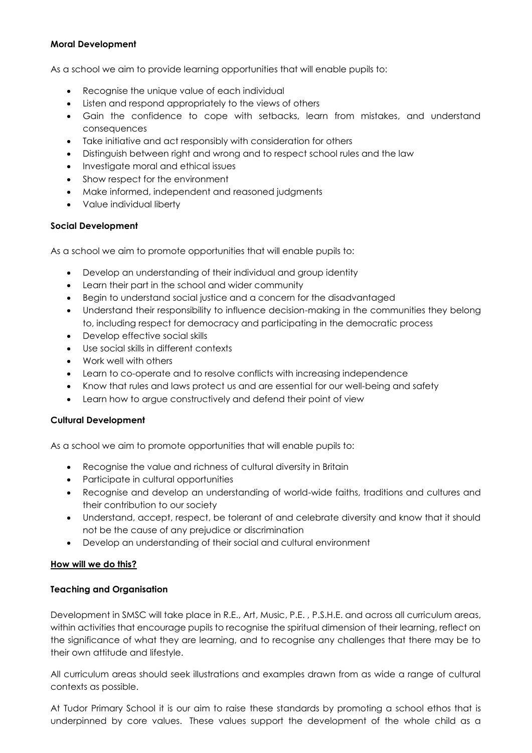**Moral Development**

As a school we aim to provide learning opportunities that will enable pupils to:

- Recognise the unique value of each individual
- Listen and respond appropriately to the views of others
- Gain the confidence to cope with setbacks, learn from mistakes, and understand consequences
- Take initiative and act responsibly with consideration for others
- Distinguish between right and wrong and to respect school rules and the law
- Investigate moral and ethical issues
- Show respect for the environment
- Make informed, independent and reasoned judgments
- Value individual liberty

**Social Development**

As a school we aim to promote opportunities that will enable pupils to:

- Develop an understanding of their individual and group identity
- Learn their part in the school and wider community
- Begin to understand social justice and a concern for the disadvantaged
- Understand their responsibility to influence decision-making in the communities they belong to, including respect for democracy and participating in the democratic process
- Develop effective social skills
- Use social skills in different contexts
- Work well with others
- Learn to co-operate and to resolve conflicts with increasing independence
- Know that rules and laws protect us and are essential for our well-being and safety
- Learn how to argue constructively and defend their point of view

**Cultural Development**

As a school we aim to promote opportunities that will enable pupils to:

- Recognise the value and richness of cultural diversity in Britain
- Participate in cultural opportunities
- Recognise and develop an understanding of world-wide faiths, traditions and cultures and their contribution to our society
- Understand, accept, respect, be tolerant of and celebrate diversity and know that it should not be the cause of any prejudice or discrimination
- Develop an understanding of their social and cultural environment

**How will we do this?**

**Teaching and Organisation**

Development in SMSC will take place in R.E., Art, Music, P.E. , P.S.H.E. and across all curriculum areas, within activities that encourage pupils to recognise the spiritual dimension of their learning, reflect on the significance of what they are learning, and to recognise any challenges that there may be to their own attitude and lifestyle.

All curriculum areas should seek illustrations and examples drawn from as wide a range of cultural contexts as possible.

At Tudor Primary School it is our aim to raise these standards by promoting a school ethos that is underpinned by core values. These values support the development of the whole child as a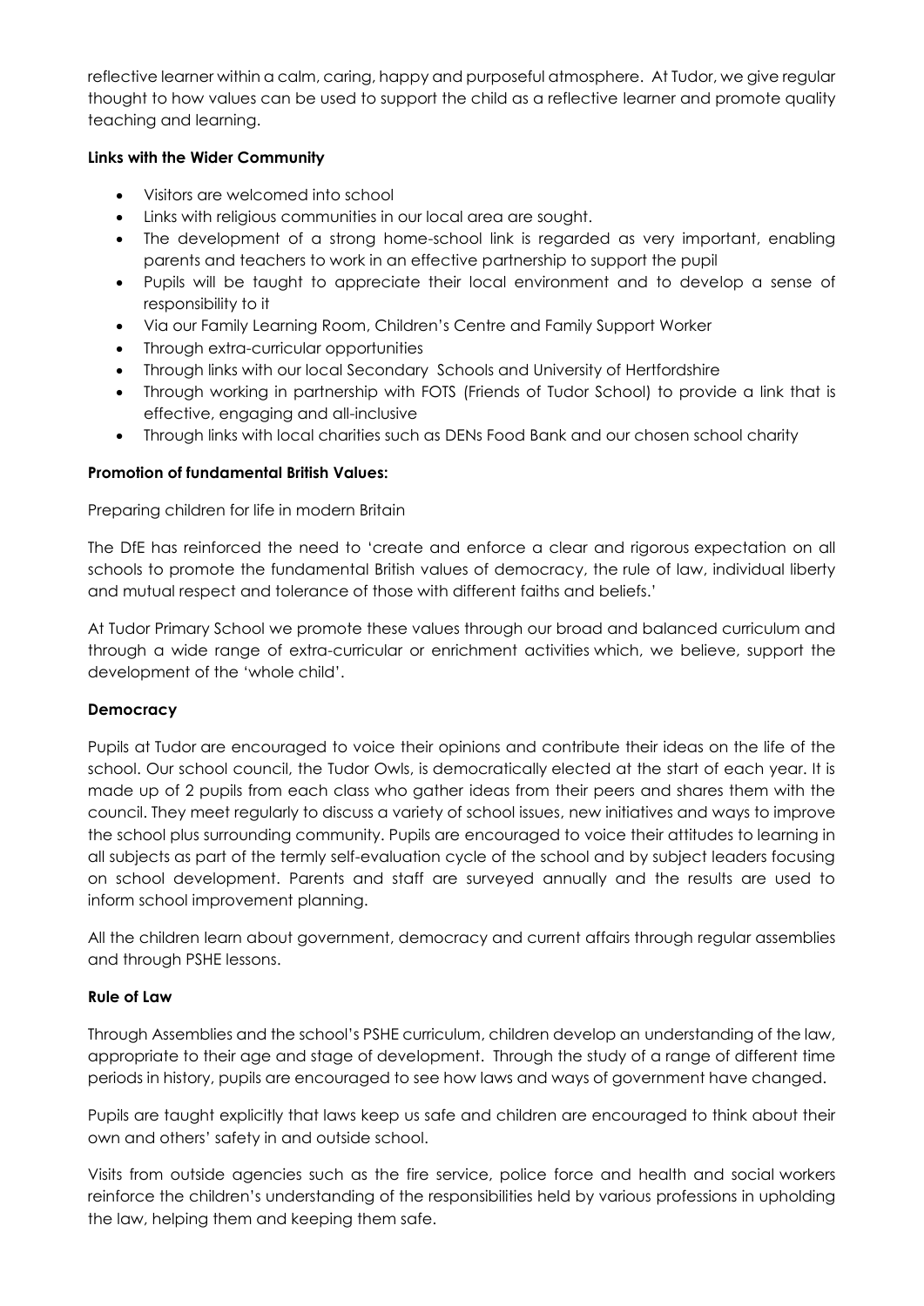reflective learner within a calm, caring, happy and purposeful atmosphere. At Tudor, we give regular thought to how values can be used to support the child as a reflective learner and promote quality teaching and learning.

**Links with the Wider Community**

- Visitors are welcomed into school
- Links with religious communities in our local area are sought.
- The development of a strong home-school link is regarded as very important, enabling parents and teachers to work in an effective partnership to support the pupil
- Pupils will be taught to appreciate their local environment and to develop a sense of responsibility to it
- Via our Family Learning Room, Children's Centre and Family Support Worker
- Through extra-curricular opportunities
- Through links with our local Secondary Schools and University of Hertfordshire
- Through working in partnership with FOTS (Friends of Tudor School) to provide a link that is effective, engaging and all-inclusive
- Through links with local charities such as DENs Food Bank and our chosen school charity

**Promotion of fundamental British Values:**

Preparing children for life in modern Britain

The DfE has reinforced the need to 'create and enforce a clear and rigorous expectation on all schools to promote the fundamental British values of democracy, the rule of law, individual liberty and mutual respect and tolerance of those with different faiths and beliefs.'

At Tudor Primary School we promote these values through our broad and balanced curriculum and through a wide range of extra-curricular or enrichment activities which, we believe, support the development of the 'whole child'.

**Democracy**

Pupils at Tudor are encouraged to voice their opinions and contribute their ideas on the life of the school. Our school council, the Tudor Owls, is democratically elected at the start of each year. It is made up of 2 pupils from each class who gather ideas from their peers and shares them with the council. They meet regularly to discuss a variety of school issues, new initiatives and ways to improve the school plus surrounding community. Pupils are encouraged to voice their attitudes to learning in all subjects as part of the termly self-evaluation cycle of the school and by subject leaders focusing on school development. Parents and staff are surveyed annually and the results are used to inform school improvement planning.

All the children learn about government, democracy and current affairs through regular assemblies and through PSHE lessons.

**Rule of Law**

Through Assemblies and the school's PSHE curriculum, children develop an understanding of the law, appropriate to their age and stage of development. Through the study of a range of different time periods in history, pupils are encouraged to see how laws and ways of government have changed.

Pupils are taught explicitly that laws keep us safe and children are encouraged to think about their own and others' safety in and outside school.

Visits from outside agencies such as the fire service, police force and health and social workers reinforce the children's understanding of the responsibilities held by various professions in upholding the law, helping them and keeping them safe.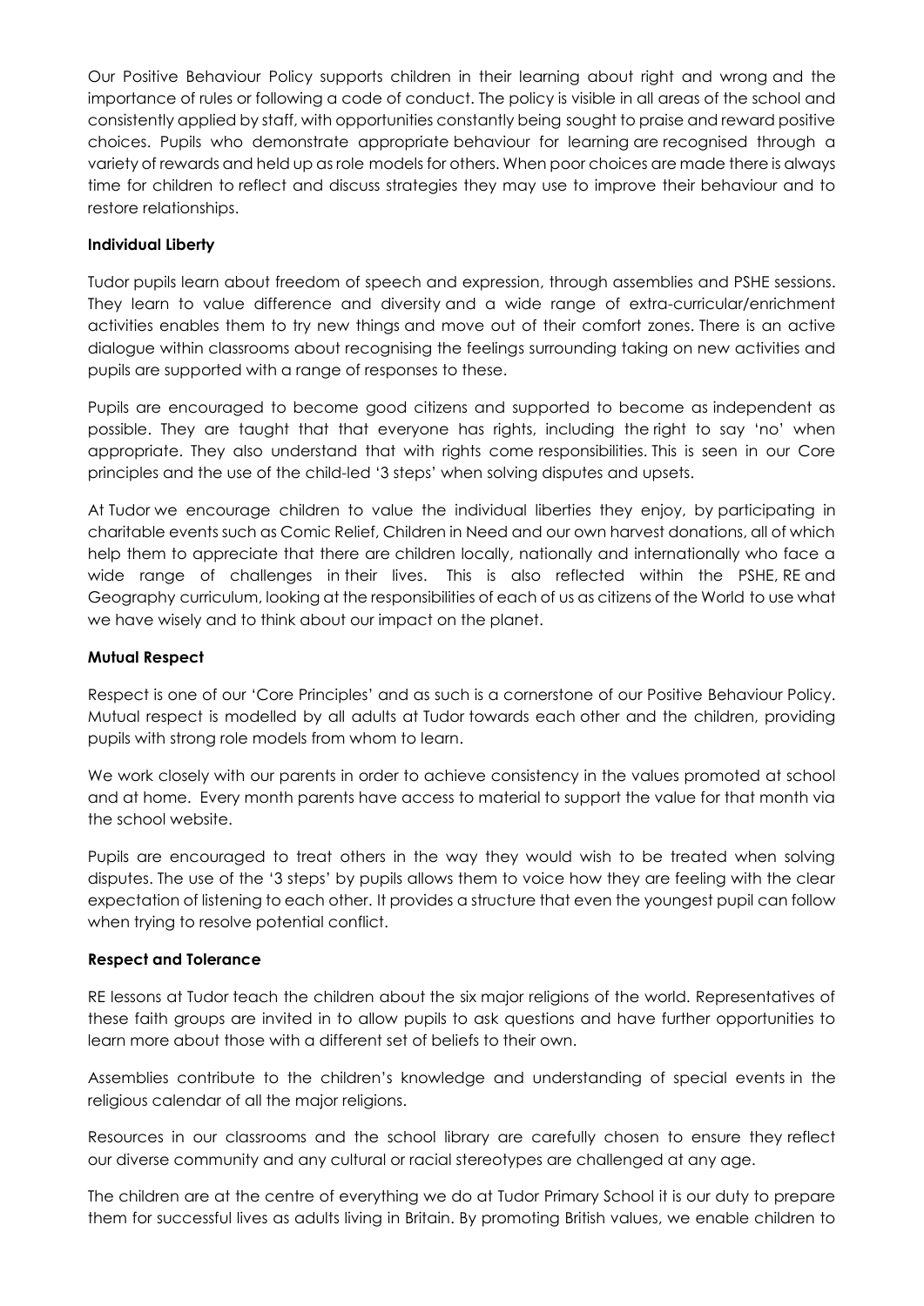Our Positive Behaviour Policy supports children in their learning about right and wrong and the importance of rules or following a code of conduct. The policy is visible in all areas of the school and consistently applied by staff, with opportunities constantly being sought to praise and reward positive choices. Pupils who demonstrate appropriate behaviour for learning are recognised through a variety of rewards and held up as role models for others. When poor choices are made there is always time for children to reflect and discuss strategies they may use to improve their behaviour and to restore relationships.

**Individual Liberty**

Tudor pupils learn about freedom of speech and expression, through assemblies and PSHE sessions. They learn to value difference and diversity and a wide range of extra-curricular/enrichment activities enables them to try new things and move out of their comfort zones. There is an active dialogue within classrooms about recognising the feelings surrounding taking on new activities and pupils are supported with a range of responses to these.

Pupils are encouraged to become good citizens and supported to become as independent as possible. They are taught that that everyone has rights, including the right to say 'no' when appropriate. They also understand that with rights come responsibilities. This is seen in our Core principles and the use of the child-led '3 steps' when solving disputes and upsets.

At Tudor we encourage children to value the individual liberties they enjoy, by participating in charitable events such as Comic Relief, Children in Need and our own harvest donations, all of which help them to appreciate that there are children locally, nationally and internationally who face a wide range of challenges in their lives. This is also reflected within the PSHE, RE and Geography curriculum, looking at the responsibilities of each of us as citizens of the World to use what we have wisely and to think about our impact on the planet.

**Mutual Respect**

Respect is one of our 'Core Principles' and as such is a cornerstone of our Positive Behaviour Policy. Mutual respect is modelled by all adults at Tudor towards each other and the children, providing pupils with strong role models from whom to learn.

We work closely with our parents in order to achieve consistency in the values promoted at school and at home. Every month parents have access to material to support the value for that month via the school website.

Pupils are encouraged to treat others in the way they would wish to be treated when solving disputes. The use of the '3 steps' by pupils allows them to voice how they are feeling with the clear expectation of listening to each other. It provides a structure that even the youngest pupil can follow when trying to resolve potential conflict.

**Respect and Tolerance**

RE lessons at Tudor teach the children about the six major religions of the world. Representatives of these faith groups are invited in to allow pupils to ask questions and have further opportunities to learn more about those with a different set of beliefs to their own.

Assemblies contribute to the children's knowledge and understanding of special events in the religious calendar of all the major religions.

Resources in our classrooms and the school library are carefully chosen to ensure they reflect our diverse community and any cultural or racial stereotypes are challenged at any age.

The children are at the centre of everything we do at Tudor Primary School it is our duty to prepare them for successful lives as adults living in Britain. By promoting British values, we enable children to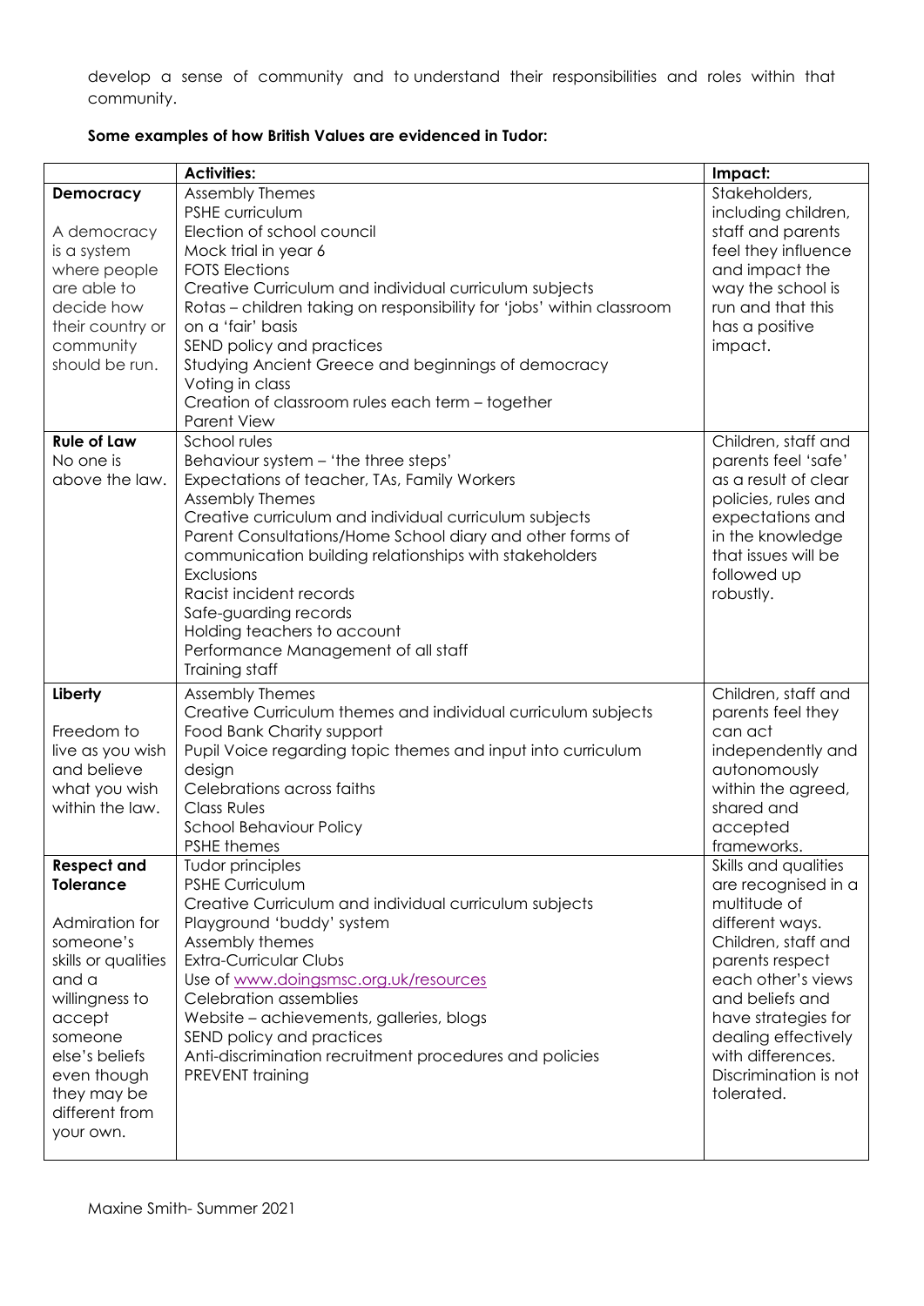develop a sense of community and to understand their responsibilities and roles within that community.

**Some examples of how British Values are evidenced in Tudor:**

| | **Activities:** | **Impact:** |
|---|---|---|
| **Democracy**<br><br>A democracy is a system where people are able to decide how their country or community should be run. | Assembly Themes<br>PSHE curriculum<br>Election of school council<br>Mock trial in year 6<br>FOTS Elections<br>Creative Curriculum and individual curriculum subjects<br>Rotas – children taking on responsibility for 'jobs' within classroom on a 'fair' basis<br>SEND policy and practices<br>Studying Ancient Greece and beginnings of democracy<br>Voting in class<br>Creation of classroom rules each term – together<br>Parent View | Stakeholders, including children, staff and parents feel they influence and impact the way the school is run and that this has a positive impact. |
| **Rule of Law**<br>No one is above the law. | School rules<br>Behaviour system – 'the three steps'<br>Expectations of teacher, TAs, Family Workers<br>Assembly Themes<br>Creative curriculum and individual curriculum subjects<br>Parent Consultations/Home School diary and other forms of communication building relationships with stakeholders<br>Exclusions<br>Racist incident records<br>Safe-guarding records<br>Holding teachers to account<br>Performance Management of all staff<br>Training staff | Children, staff and parents feel 'safe' as a result of clear policies, rules and expectations and in the knowledge that issues will be followed up robustly. |
| **Liberty**<br><br>Freedom to live as you wish and believe what you wish within the law. | Assembly Themes<br>Creative Curriculum themes and individual curriculum subjects<br>Food Bank Charity support<br>Pupil Voice regarding topic themes and input into curriculum design<br>Celebrations across faiths<br>Class Rules<br>School Behaviour Policy<br>PSHE themes | Children, staff and parents feel they can act independently and autonomously within the agreed, shared and accepted frameworks. |
| **Respect and Tolerance**<br><br>Admiration for someone's skills or qualities and a willingness to accept someone else's beliefs even though they may be different from your own. | Tudor principles<br>PSHE Curriculum<br>Creative Curriculum and individual curriculum subjects<br>Playground 'buddy' system<br>Assembly themes<br>Extra-Curricular Clubs<br>Use of www.doingsmsc.org.uk/resources<br>Celebration assemblies<br>Website – achievements, galleries, blogs<br>SEND policy and practices<br>Anti-discrimination recruitment procedures and policies<br>PREVENT training | Skills and qualities are recognised in a multitude of different ways. Children, staff and parents respect each other's views and beliefs and have strategies for dealing effectively with differences. Discrimination is not tolerated. |

Maxine Smith- Summer 2021